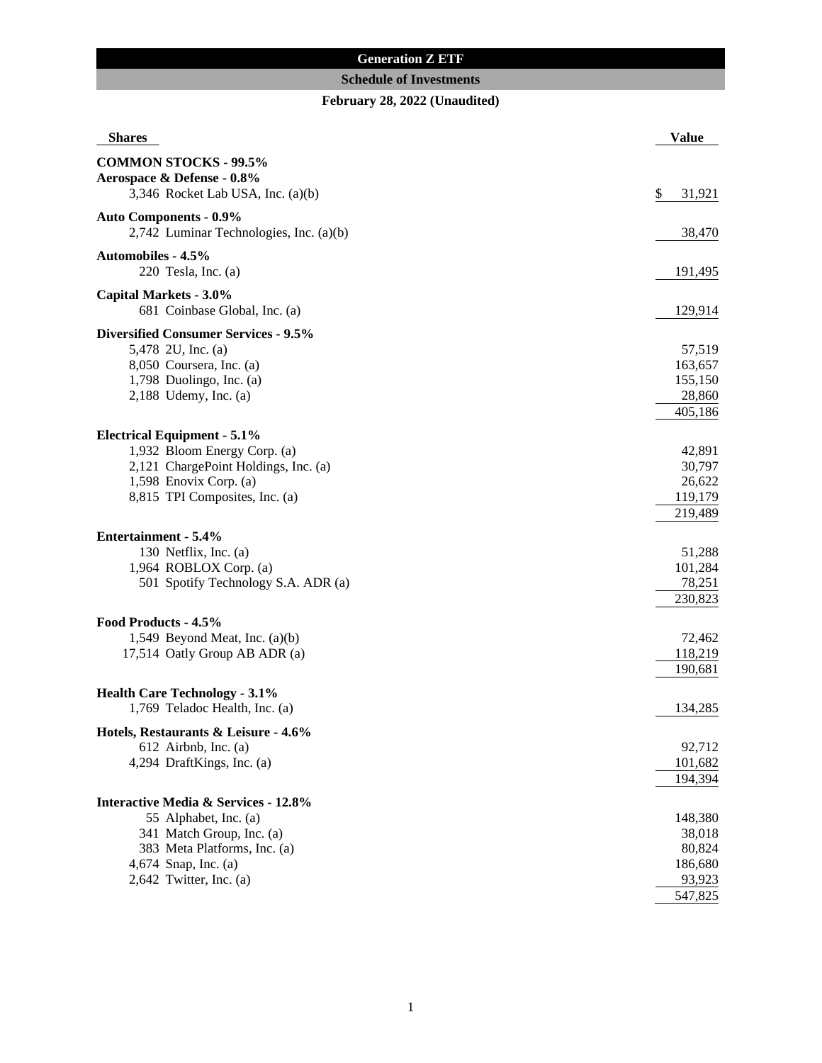# Generation Z ETF

## Schedule of Investments

### February 28, 2022 (Unaudited)

| Shares | | Value |
|---|---|---|
| **COMMON STOCKS - 99.5%** | | |
| **Aerospace & Defense - 0.8%** | | |
| 3,346 | Rocket Lab USA, Inc. (a)(b) | $ 31,921 |
| **Auto Components - 0.9%** | | |
| 2,742 | Luminar Technologies, Inc. (a)(b) | 38,470 |
| **Automobiles - 4.5%** | | |
| 220 | Tesla, Inc. (a) | 191,495 |
| **Capital Markets - 3.0%** | | |
| 681 | Coinbase Global, Inc. (a) | 129,914 |
| **Diversified Consumer Services - 9.5%** | | |
| 5,478 | 2U, Inc. (a) | 57,519 |
| 8,050 | Coursera, Inc. (a) | 163,657 |
| 1,798 | Duolingo, Inc. (a) | 155,150 |
| 2,188 | Udemy, Inc. (a) | 28,860 |
| | | 405,186 |
| **Electrical Equipment - 5.1%** | | |
| 1,932 | Bloom Energy Corp. (a) | 42,891 |
| 2,121 | ChargePoint Holdings, Inc. (a) | 30,797 |
| 1,598 | Enovix Corp. (a) | 26,622 |
| 8,815 | TPI Composites, Inc. (a) | 119,179 |
| | | 219,489 |
| **Entertainment - 5.4%** | | |
| 130 | Netflix, Inc. (a) | 51,288 |
| 1,964 | ROBLOX Corp. (a) | 101,284 |
| 501 | Spotify Technology S.A. ADR (a) | 78,251 |
| | | 230,823 |
| **Food Products - 4.5%** | | |
| 1,549 | Beyond Meat, Inc. (a)(b) | 72,462 |
| 17,514 | Oatly Group AB ADR (a) | 118,219 |
| | | 190,681 |
| **Health Care Technology - 3.1%** | | |
| 1,769 | Teladoc Health, Inc. (a) | 134,285 |
| **Hotels, Restaurants & Leisure - 4.6%** | | |
| 612 | Airbnb, Inc. (a) | 92,712 |
| 4,294 | DraftKings, Inc. (a) | 101,682 |
| | | 194,394 |
| **Interactive Media & Services - 12.8%** | | |
| 55 | Alphabet, Inc. (a) | 148,380 |
| 341 | Match Group, Inc. (a) | 38,018 |
| 383 | Meta Platforms, Inc. (a) | 80,824 |
| 4,674 | Snap, Inc. (a) | 186,680 |
| 2,642 | Twitter, Inc. (a) | 93,923 |
| | | 547,825 |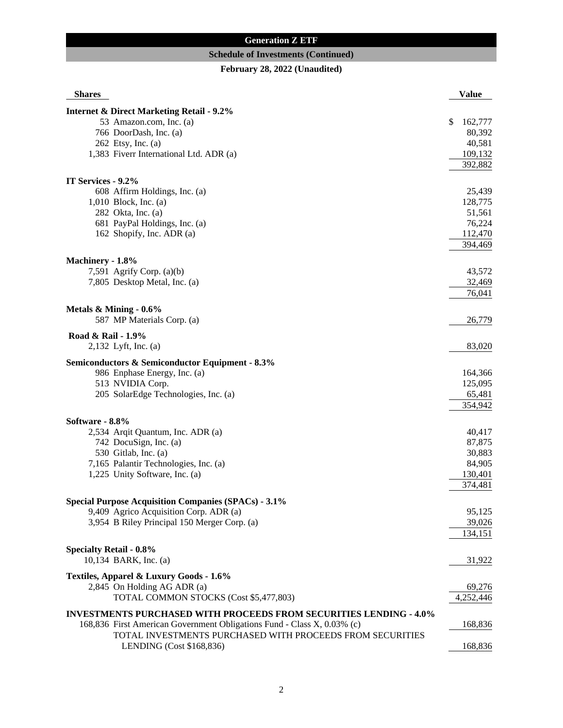## Generation Z ETF

### Schedule of Investments (Continued)

**February 28, 2022 (Unaudited)**

| Shares | | Value |
|---|---|---|
| **Internet & Direct Marketing Retail - 9.2%** | | |
| 53 | Amazon.com, Inc. (a) | $ 162,777 |
| 766 | DoorDash, Inc. (a) | 80,392 |
| 262 | Etsy, Inc. (a) | 40,581 |
| 1,383 | Fiverr International Ltd. ADR (a) | 109,132 |
| | | 392,882 |
| **IT Services - 9.2%** | | |
| 608 | Affirm Holdings, Inc. (a) | 25,439 |
| 1,010 | Block, Inc. (a) | 128,775 |
| 282 | Okta, Inc. (a) | 51,561 |
| 681 | PayPal Holdings, Inc. (a) | 76,224 |
| 162 | Shopify, Inc. ADR (a) | 112,470 |
| | | 394,469 |
| **Machinery - 1.8%** | | |
| 7,591 | Agrify Corp. (a)(b) | 43,572 |
| 7,805 | Desktop Metal, Inc. (a) | 32,469 |
| | | 76,041 |
| **Metals & Mining - 0.6%** | | |
| 587 | MP Materials Corp. (a) | 26,779 |
| **Road & Rail - 1.9%** | | |
| 2,132 | Lyft, Inc. (a) | 83,020 |
| **Semiconductors & Semiconductor Equipment - 8.3%** | | |
| 986 | Enphase Energy, Inc. (a) | 164,366 |
| 513 | NVIDIA Corp. | 125,095 |
| 205 | SolarEdge Technologies, Inc. (a) | 65,481 |
| | | 354,942 |
| **Software - 8.8%** | | |
| 2,534 | Arqit Quantum, Inc. ADR (a) | 40,417 |
| 742 | DocuSign, Inc. (a) | 87,875 |
| 530 | Gitlab, Inc. (a) | 30,883 |
| 7,165 | Palantir Technologies, Inc. (a) | 84,905 |
| 1,225 | Unity Software, Inc. (a) | 130,401 |
| | | 374,481 |
| **Special Purpose Acquisition Companies (SPACs) - 3.1%** | | |
| 9,409 | Agrico Acquisition Corp. ADR (a) | 95,125 |
| 3,954 | B Riley Principal 150 Merger Corp. (a) | 39,026 |
| | | 134,151 |
| **Specialty Retail - 0.8%** | | |
| 10,134 | BARK, Inc. (a) | 31,922 |
| **Textiles, Apparel & Luxury Goods - 1.6%** | | |
| 2,845 | On Holding AG ADR (a) | 69,276 |
| | TOTAL COMMON STOCKS (Cost $5,477,803) | 4,252,446 |
| **INVESTMENTS PURCHASED WITH PROCEEDS FROM SECURITIES LENDING - 4.0%** | | |
| 168,836 | First American Government Obligations Fund - Class X, 0.03% (c) | 168,836 |
| | TOTAL INVESTMENTS PURCHASED WITH PROCEEDS FROM SECURITIES LENDING (Cost $168,836) | 168,836 |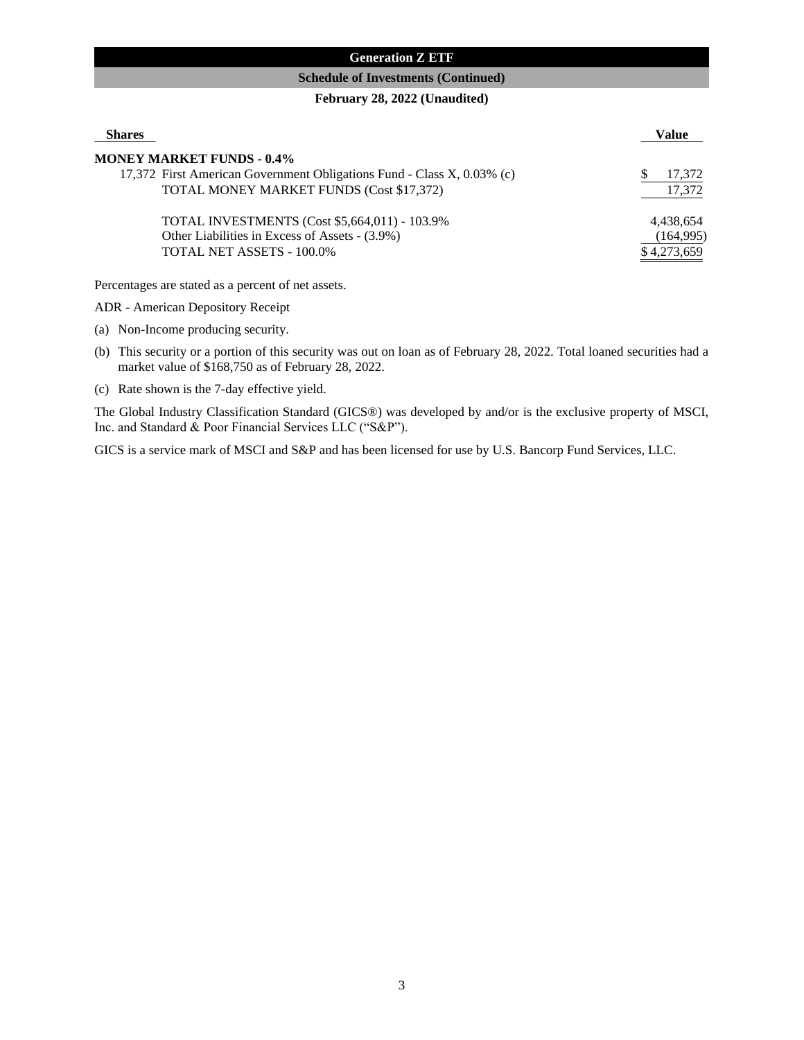**Generation Z ETF**

**Schedule of Investments (Continued)**

**February 28, 2022 (Unaudited)**

| Shares | | Value |
|---|---|---|
| | **MONEY MARKET FUNDS - 0.4%** | |
| 17,372 | First American Government Obligations Fund - Class X, 0.03% (c) | $ 17,372 |
| | TOTAL MONEY MARKET FUNDS (Cost $17,372) | 17,372 |
| | | |
| | TOTAL INVESTMENTS (Cost $5,664,011) - 103.9% | 4,438,654 |
| | Other Liabilities in Excess of Assets - (3.9%) | (164,995) |
| | TOTAL NET ASSETS - 100.0% | $ 4,273,659 |

Percentages are stated as a percent of net assets.

ADR - American Depository Receipt

(a) Non-Income producing security.

(b) This security or a portion of this security was out on loan as of February 28, 2022. Total loaned securities had a market value of $168,750 as of February 28, 2022.

(c) Rate shown is the 7-day effective yield.

The Global Industry Classification Standard (GICS®) was developed by and/or is the exclusive property of MSCI, Inc. and Standard & Poor Financial Services LLC ("S&P").

GICS is a service mark of MSCI and S&P and has been licensed for use by U.S. Bancorp Fund Services, LLC.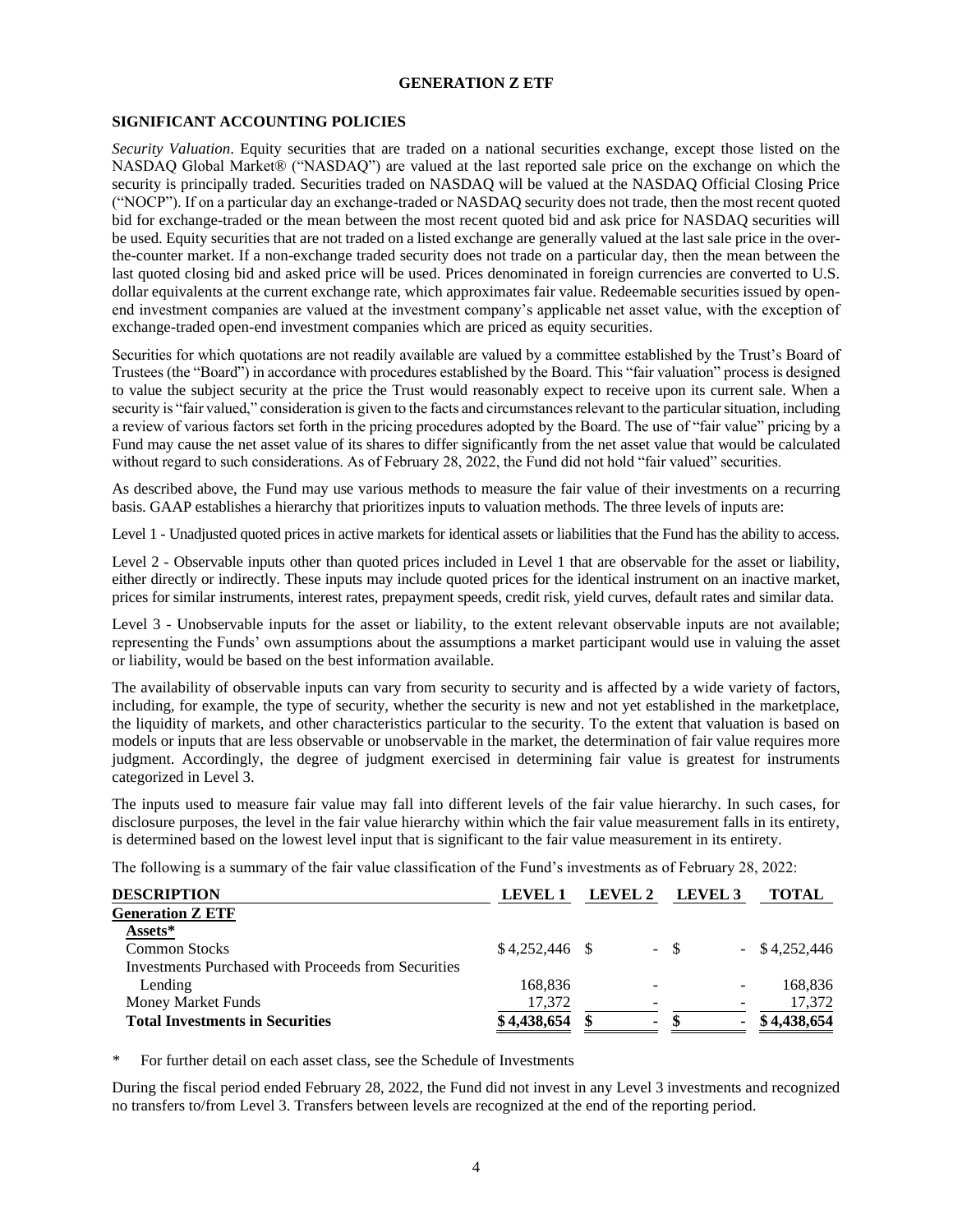## GENERATION Z ETF

### SIGNIFICANT ACCOUNTING POLICIES

*Security Valuation*. Equity securities that are traded on a national securities exchange, except those listed on the NASDAQ Global Market® ("NASDAQ") are valued at the last reported sale price on the exchange on which the security is principally traded. Securities traded on NASDAQ will be valued at the NASDAQ Official Closing Price ("NOCP"). If on a particular day an exchange-traded or NASDAQ security does not trade, then the most recent quoted bid for exchange-traded or the mean between the most recent quoted bid and ask price for NASDAQ securities will be used. Equity securities that are not traded on a listed exchange are generally valued at the last sale price in the over-the-counter market. If a non-exchange traded security does not trade on a particular day, then the mean between the last quoted closing bid and asked price will be used. Prices denominated in foreign currencies are converted to U.S. dollar equivalents at the current exchange rate, which approximates fair value. Redeemable securities issued by open-end investment companies are valued at the investment company's applicable net asset value, with the exception of exchange-traded open-end investment companies which are priced as equity securities.

Securities for which quotations are not readily available are valued by a committee established by the Trust's Board of Trustees (the "Board") in accordance with procedures established by the Board. This "fair valuation" process is designed to value the subject security at the price the Trust would reasonably expect to receive upon its current sale. When a security is "fair valued," consideration is given to the facts and circumstances relevant to the particular situation, including a review of various factors set forth in the pricing procedures adopted by the Board. The use of "fair value" pricing by a Fund may cause the net asset value of its shares to differ significantly from the net asset value that would be calculated without regard to such considerations. As of February 28, 2022, the Fund did not hold "fair valued" securities.

As described above, the Fund may use various methods to measure the fair value of their investments on a recurring basis. GAAP establishes a hierarchy that prioritizes inputs to valuation methods. The three levels of inputs are:

Level 1 - Unadjusted quoted prices in active markets for identical assets or liabilities that the Fund has the ability to access.

Level 2 - Observable inputs other than quoted prices included in Level 1 that are observable for the asset or liability, either directly or indirectly. These inputs may include quoted prices for the identical instrument on an inactive market, prices for similar instruments, interest rates, prepayment speeds, credit risk, yield curves, default rates and similar data.

Level 3 - Unobservable inputs for the asset or liability, to the extent relevant observable inputs are not available; representing the Funds' own assumptions about the assumptions a market participant would use in valuing the asset or liability, would be based on the best information available.

The availability of observable inputs can vary from security to security and is affected by a wide variety of factors, including, for example, the type of security, whether the security is new and not yet established in the marketplace, the liquidity of markets, and other characteristics particular to the security. To the extent that valuation is based on models or inputs that are less observable or unobservable in the market, the determination of fair value requires more judgment. Accordingly, the degree of judgment exercised in determining fair value is greatest for instruments categorized in Level 3.

The inputs used to measure fair value may fall into different levels of the fair value hierarchy. In such cases, for disclosure purposes, the level in the fair value hierarchy within which the fair value measurement falls in its entirety, is determined based on the lowest level input that is significant to the fair value measurement in its entirety.

The following is a summary of the fair value classification of the Fund's investments as of February 28, 2022:

| DESCRIPTION | LEVEL 1 | LEVEL 2 | LEVEL 3 | TOTAL |
|---|---|---|---|---|
| **Generation Z ETF** | | | | |
| **Assets*** | | | | |
| Common Stocks | $ 4,252,446 | $ - | $ - | $ 4,252,446 |
| Investments Purchased with Proceeds from Securities Lending | 168,836 | - | - | 168,836 |
| Money Market Funds | 17,372 | - | - | 17,372 |
| **Total Investments in Securities** | **$ 4,438,654** | **$ -** | **$ -** | **$ 4,438,654** |

\* For further detail on each asset class, see the Schedule of Investments

During the fiscal period ended February 28, 2022, the Fund did not invest in any Level 3 investments and recognized no transfers to/from Level 3. Transfers between levels are recognized at the end of the reporting period.